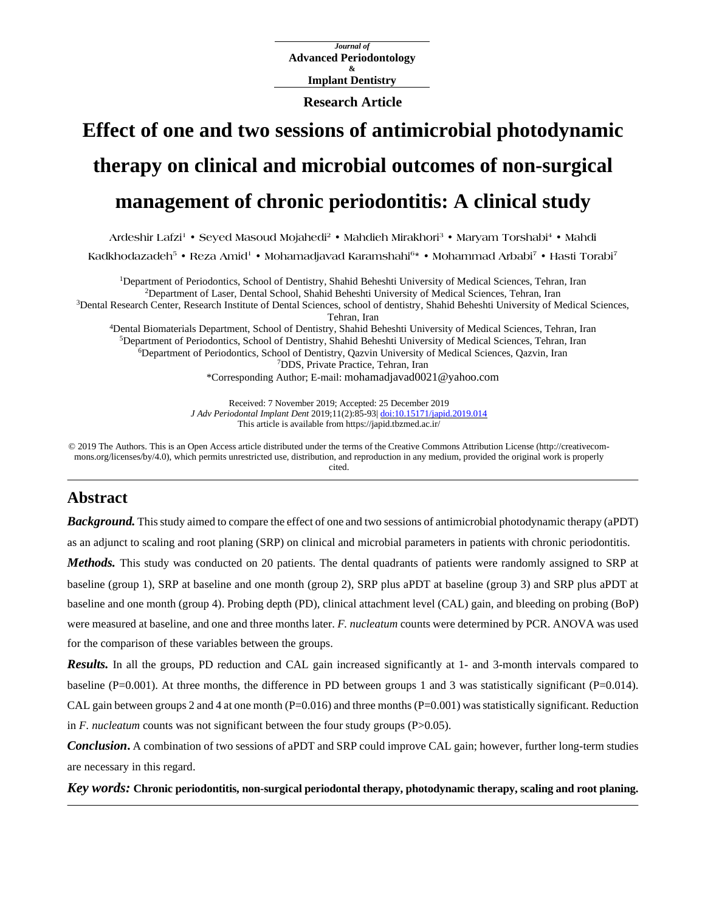*Journal of*
**Advanced Periodontology & Implant Dentistry**

**Research Article**

# Effect of one and two sessions of antimicrobial photodynamic therapy on clinical and microbial outcomes of non-surgical management of chronic periodontitis: A clinical study

Ardeshir Lafzi[1] • Seyed Masoud Mojahedi[2] • Mahdieh Mirakhori[3] • Maryam Torshabi[4] • Mahdi Kadkhodazadeh[5] • Reza Amid[1] • Mohamadjavad Karamshahi[6]* • Mohammad Arbabi[7] • Hasti Torabi[7]

[1]Department of Periodontics, School of Dentistry, Shahid Beheshti University of Medical Sciences, Tehran, Iran
[2]Department of Laser, Dental School, Shahid Beheshti University of Medical Sciences, Tehran, Iran
[3]Dental Research Center, Research Institute of Dental Sciences, school of dentistry, Shahid Beheshti University of Medical Sciences, Tehran, Iran
[4]Dental Biomaterials Department, School of Dentistry, Shahid Beheshti University of Medical Sciences, Tehran, Iran
[5]Department of Periodontics, School of Dentistry, Shahid Beheshti University of Medical Sciences, Tehran, Iran
[6]Department of Periodontics, School of Dentistry, Qazvin University of Medical Sciences, Qazvin, Iran
[7]DDS, Private Practice, Tehran, Iran
*Corresponding Author; E-mail: mohamadjavad0021@yahoo.com

Received: 7 November 2019; Accepted: 25 December 2019
*J Adv Periodontal Implant Dent* 2019;11(2):85-93| doi:10.15171/japid.2019.014
This article is available from https://japid.tbzmed.ac.ir/

© 2019 The Authors. This is an Open Access article distributed under the terms of the Creative Commons Attribution License (http://creativecommons.org/licenses/by/4.0), which permits unrestricted use, distribution, and reproduction in any medium, provided the original work is properly cited.

## Abstract

***Background.*** This study aimed to compare the effect of one and two sessions of antimicrobial photodynamic therapy (aPDT) as an adjunct to scaling and root planing (SRP) on clinical and microbial parameters in patients with chronic periodontitis.

***Methods.*** This study was conducted on 20 patients. The dental quadrants of patients were randomly assigned to SRP at baseline (group 1), SRP at baseline and one month (group 2), SRP plus aPDT at baseline (group 3) and SRP plus aPDT at baseline and one month (group 4). Probing depth (PD), clinical attachment level (CAL) gain, and bleeding on probing (BoP) were measured at baseline, and one and three months later. *F. nucleatum* counts were determined by PCR. ANOVA was used for the comparison of these variables between the groups.

***Results.*** In all the groups, PD reduction and CAL gain increased significantly at 1- and 3-month intervals compared to baseline (P=0.001). At three months, the difference in PD between groups 1 and 3 was statistically significant (P=0.014). CAL gain between groups 2 and 4 at one month (P=0.016) and three months (P=0.001) was statistically significant. Reduction in *F. nucleatum* counts was not significant between the four study groups (P>0.05).

***Conclusion*.** A combination of two sessions of aPDT and SRP could improve CAL gain; however, further long-term studies are necessary in this regard.

***Key words:*** **Chronic periodontitis, non-surgical periodontal therapy, photodynamic therapy, scaling and root planing.**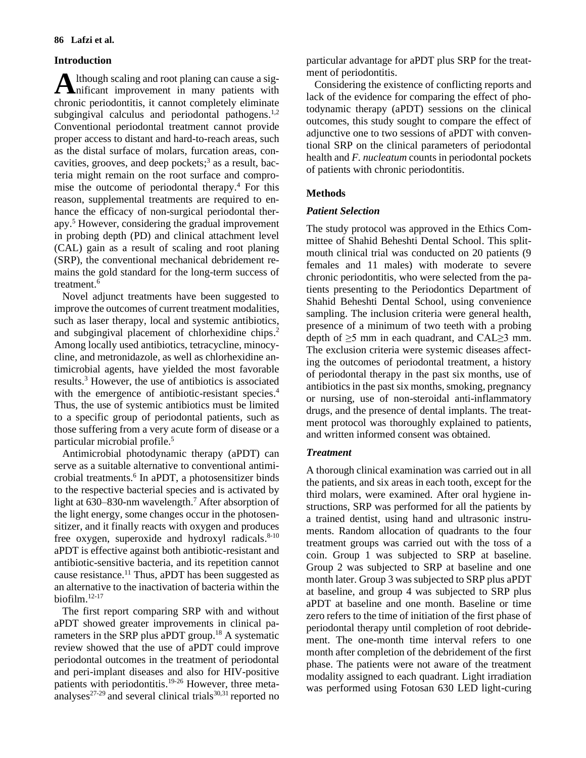## Introduction

Although scaling and root planing can cause a significant improvement in many patients with chronic periodontitis, it cannot completely eliminate subgingival calculus and periodontal pathogens.[1,2] Conventional periodontal treatment cannot provide proper access to distant and hard-to-reach areas, such as the distal surface of molars, furcation areas, concavities, grooves, and deep pockets;[3] as a result, bacteria might remain on the root surface and compromise the outcome of periodontal therapy.[4] For this reason, supplemental treatments are required to enhance the efficacy of non-surgical periodontal therapy.[5] However, considering the gradual improvement in probing depth (PD) and clinical attachment level (CAL) gain as a result of scaling and root planing (SRP), the conventional mechanical debridement remains the gold standard for the long-term success of treatment.[6]

Novel adjunct treatments have been suggested to improve the outcomes of current treatment modalities, such as laser therapy, local and systemic antibiotics, and subgingival placement of chlorhexidine chips.[2] Among locally used antibiotics, tetracycline, minocycline, and metronidazole, as well as chlorhexidine antimicrobial agents, have yielded the most favorable results.[3] However, the use of antibiotics is associated with the emergence of antibiotic-resistant species.[4] Thus, the use of systemic antibiotics must be limited to a specific group of periodontal patients, such as those suffering from a very acute form of disease or a particular microbial profile.[5]

Antimicrobial photodynamic therapy (aPDT) can serve as a suitable alternative to conventional antimicrobial treatments.[6] In aPDT, a photosensitizer binds to the respective bacterial species and is activated by light at 630–830-nm wavelength.[7] After absorption of the light energy, some changes occur in the photosensitizer, and it finally reacts with oxygen and produces free oxygen, superoxide and hydroxyl radicals.[8-10] aPDT is effective against both antibiotic-resistant and antibiotic-sensitive bacteria, and its repetition cannot cause resistance.[11] Thus, aPDT has been suggested as an alternative to the inactivation of bacteria within the biofilm.[12-17]

The first report comparing SRP with and without aPDT showed greater improvements in clinical parameters in the SRP plus aPDT group.[18] A systematic review showed that the use of aPDT could improve periodontal outcomes in the treatment of periodontal and peri-implant diseases and also for HIV-positive patients with periodontitis.[19-26] However, three meta-analyses[27-29] and several clinical trials[30,31] reported no particular advantage for aPDT plus SRP for the treatment of periodontitis.

Considering the existence of conflicting reports and lack of the evidence for comparing the effect of photodynamic therapy (aPDT) sessions on the clinical outcomes, this study sought to compare the effect of adjunctive one to two sessions of aPDT with conventional SRP on the clinical parameters of periodontal health and *F. nucleatum* counts in periodontal pockets of patients with chronic periodontitis.

## Methods

### *Patient Selection*

The study protocol was approved in the Ethics Committee of Shahid Beheshti Dental School. This split-mouth clinical trial was conducted on 20 patients (9 females and 11 males) with moderate to severe chronic periodontitis, who were selected from the patients presenting to the Periodontics Department of Shahid Beheshti Dental School, using convenience sampling. The inclusion criteria were general health, presence of a minimum of two teeth with a probing depth of ≥5 mm in each quadrant, and CAL≥3 mm. The exclusion criteria were systemic diseases affecting the outcomes of periodontal treatment, a history of periodontal therapy in the past six months, use of antibiotics in the past six months, smoking, pregnancy or nursing, use of non-steroidal anti-inflammatory drugs, and the presence of dental implants. The treatment protocol was thoroughly explained to patients, and written informed consent was obtained.

### *Treatment*

A thorough clinical examination was carried out in all the patients, and six areas in each tooth, except for the third molars, were examined. After oral hygiene instructions, SRP was performed for all the patients by a trained dentist, using hand and ultrasonic instruments. Random allocation of quadrants to the four treatment groups was carried out with the toss of a coin. Group 1 was subjected to SRP at baseline. Group 2 was subjected to SRP at baseline and one month later. Group 3 was subjected to SRP plus aPDT at baseline, and group 4 was subjected to SRP plus aPDT at baseline and one month. Baseline or time zero refers to the time of initiation of the first phase of periodontal therapy until completion of root debridement. The one-month time interval refers to one month after completion of the debridement of the first phase. The patients were not aware of the treatment modality assigned to each quadrant. Light irradiation was performed using Fotosan 630 LED light-curing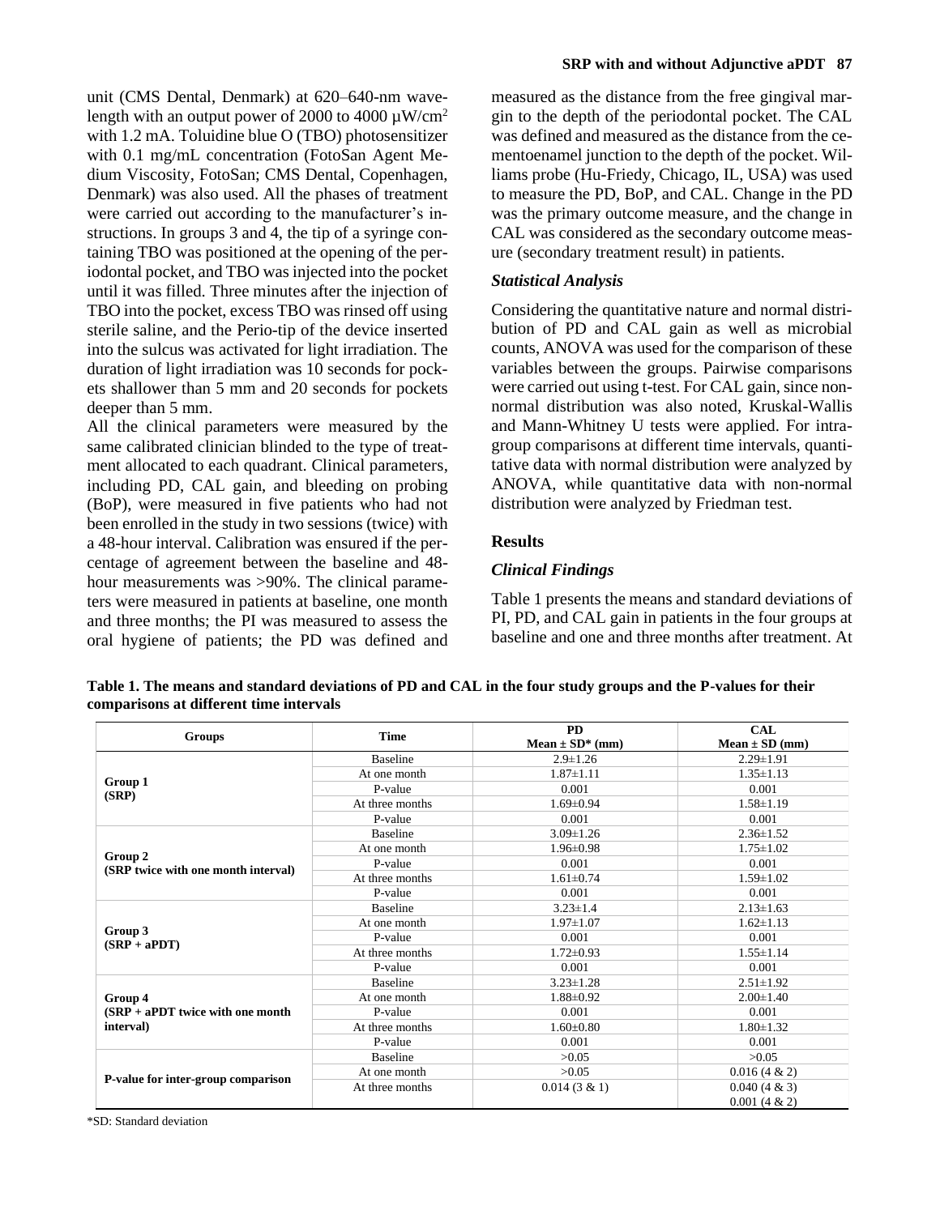unit (CMS Dental, Denmark) at 620–640-nm wavelength with an output power of 2000 to 4000 µW/cm$^2$ with 1.2 mA. Toluidine blue O (TBO) photosensitizer with 0.1 mg/mL concentration (FotoSan Agent Medium Viscosity, FotoSan; CMS Dental, Copenhagen, Denmark) was also used. All the phases of treatment were carried out according to the manufacturer's instructions. In groups 3 and 4, the tip of a syringe containing TBO was positioned at the opening of the periodontal pocket, and TBO was injected into the pocket until it was filled. Three minutes after the injection of TBO into the pocket, excess TBO was rinsed off using sterile saline, and the Perio-tip of the device inserted into the sulcus was activated for light irradiation. The duration of light irradiation was 10 seconds for pockets shallower than 5 mm and 20 seconds for pockets deeper than 5 mm.

All the clinical parameters were measured by the same calibrated clinician blinded to the type of treatment allocated to each quadrant. Clinical parameters, including PD, CAL gain, and bleeding on probing (BoP), were measured in five patients who had not been enrolled in the study in two sessions (twice) with a 48-hour interval. Calibration was ensured if the percentage of agreement between the baseline and 48-hour measurements was >90%. The clinical parameters were measured in patients at baseline, one month and three months; the PI was measured to assess the oral hygiene of patients; the PD was defined and measured as the distance from the free gingival margin to the depth of the periodontal pocket. The CAL was defined and measured as the distance from the cementoenamel junction to the depth of the pocket. Williams probe (Hu-Friedy, Chicago, IL, USA) was used to measure the PD, BoP, and CAL. Change in the PD was the primary outcome measure, and the change in CAL was considered as the secondary outcome measure (secondary treatment result) in patients.

### *Statistical Analysis*

Considering the quantitative nature and normal distribution of PD and CAL gain as well as microbial counts, ANOVA was used for the comparison of these variables between the groups. Pairwise comparisons were carried out using t-test. For CAL gain, since non-normal distribution was also noted, Kruskal-Wallis and Mann-Whitney U tests were applied. For intragroup comparisons at different time intervals, quantitative data with normal distribution were analyzed by ANOVA, while quantitative data with non-normal distribution were analyzed by Friedman test.

## Results

### *Clinical Findings*

Table 1 presents the means and standard deviations of PI, PD, and CAL gain in patients in the four groups at baseline and one and three months after treatment. At

**Table 1. The means and standard deviations of PD and CAL in the four study groups and the P-values for their comparisons at different time intervals**

| Groups | Time | PD<br>Mean ± SD* (mm) | CAL<br>Mean ± SD (mm) |
|---|---|---|---|
| Group 1<br>(SRP) | Baseline | 2.9±1.26 | 2.29±1.91 |
| | At one month | 1.87±1.11 | 1.35±1.13 |
| | P-value | 0.001 | 0.001 |
| | At three months | 1.69±0.94 | 1.58±1.19 |
| | P-value | 0.001 | 0.001 |
| Group 2<br>(SRP twice with one month interval) | Baseline | 3.09±1.26 | 2.36±1.52 |
| | At one month | 1.96±0.98 | 1.75±1.02 |
| | P-value | 0.001 | 0.001 |
| | At three months | 1.61±0.74 | 1.59±1.02 |
| | P-value | 0.001 | 0.001 |
| Group 3<br>(SRP + aPDT) | Baseline | 3.23±1.4 | 2.13±1.63 |
| | At one month | 1.97±1.07 | 1.62±1.13 |
| | P-value | 0.001 | 0.001 |
| | At three months | 1.72±0.93 | 1.55±1.14 |
| | P-value | 0.001 | 0.001 |
| Group 4<br>(SRP + aPDT twice with one month interval) | Baseline | 3.23±1.28 | 2.51±1.92 |
| | At one month | 1.88±0.92 | 2.00±1.40 |
| | P-value | 0.001 | 0.001 |
| | At three months | 1.60±0.80 | 1.80±1.32 |
| | P-value | 0.001 | 0.001 |
| P-value for inter-group comparison | Baseline | >0.05 | >0.05 |
| | At one month | >0.05 | 0.016 (4 & 2) |
| | At three months | 0.014 (3 & 1) | 0.040 (4 & 3)<br>0.001 (4 & 2) |

*SD: Standard deviation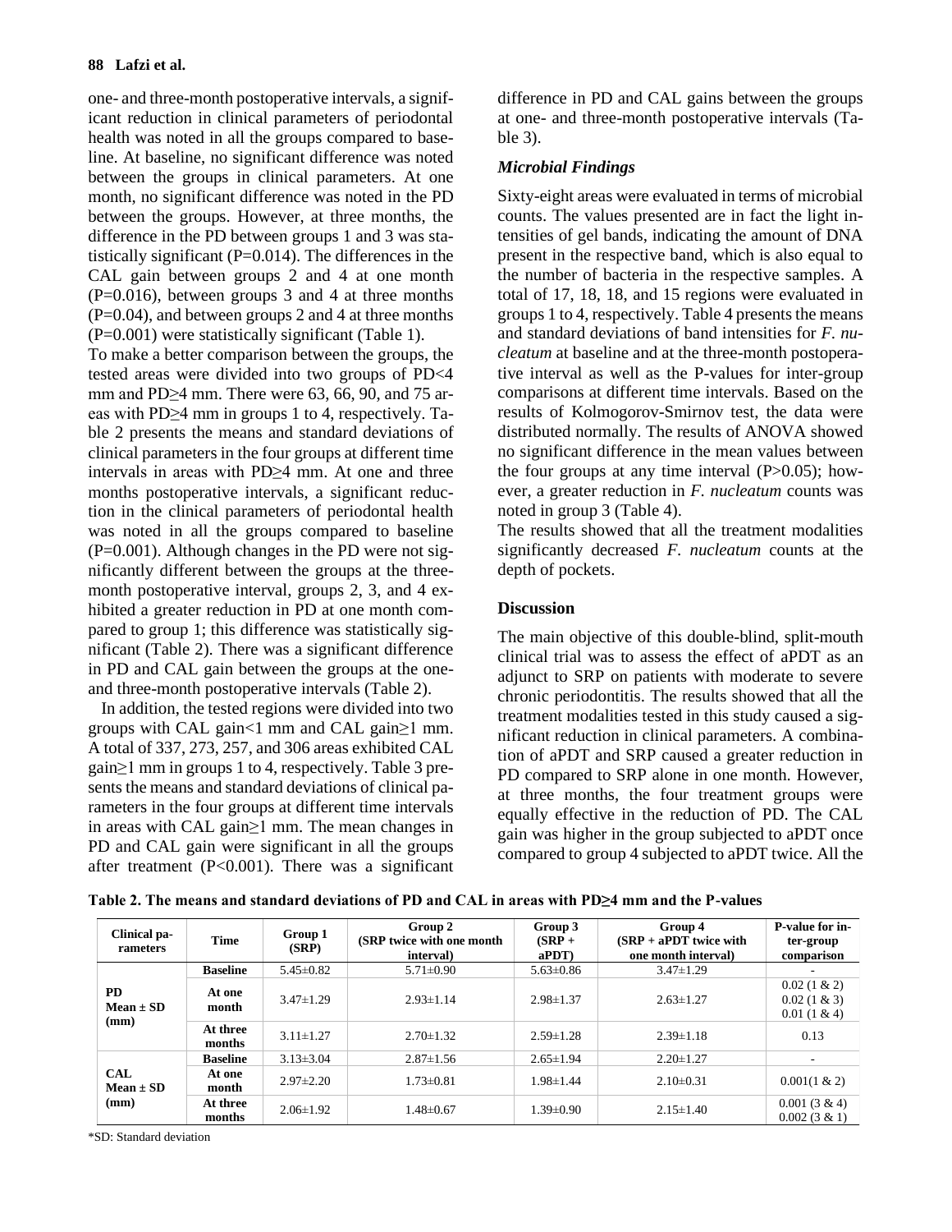one- and three-month postoperative intervals, a significant reduction in clinical parameters of periodontal health was noted in all the groups compared to baseline. At baseline, no significant difference was noted between the groups in clinical parameters. At one month, no significant difference was noted in the PD between the groups. However, at three months, the difference in the PD between groups 1 and 3 was statistically significant (P=0.014). The differences in the CAL gain between groups 2 and 4 at one month (P=0.016), between groups 3 and 4 at three months (P=0.04), and between groups 2 and 4 at three months (P=0.001) were statistically significant (Table 1).

To make a better comparison between the groups, the tested areas were divided into two groups of PD<4 mm and PD≥4 mm. There were 63, 66, 90, and 75 areas with PD≥4 mm in groups 1 to 4, respectively. Table 2 presents the means and standard deviations of clinical parameters in the four groups at different time intervals in areas with PD≥4 mm. At one and three months postoperative intervals, a significant reduction in the clinical parameters of periodontal health was noted in all the groups compared to baseline (P=0.001). Although changes in the PD were not significantly different between the groups at the three-month postoperative interval, groups 2, 3, and 4 exhibited a greater reduction in PD at one month compared to group 1; this difference was statistically significant (Table 2). There was a significant difference in PD and CAL gain between the groups at the one- and three-month postoperative intervals (Table 2).

In addition, the tested regions were divided into two groups with CAL gain<1 mm and CAL gain≥1 mm. A total of 337, 273, 257, and 306 areas exhibited CAL gain≥1 mm in groups 1 to 4, respectively. Table 3 presents the means and standard deviations of clinical parameters in the four groups at different time intervals in areas with CAL gain≥1 mm. The mean changes in PD and CAL gain were significant in all the groups after treatment (P<0.001). There was a significant difference in PD and CAL gains between the groups at one- and three-month postoperative intervals (Table 3).

### *Microbial Findings*

Sixty-eight areas were evaluated in terms of microbial counts. The values presented are in fact the light intensities of gel bands, indicating the amount of DNA present in the respective band, which is also equal to the number of bacteria in the respective samples. A total of 17, 18, 18, and 15 regions were evaluated in groups 1 to 4, respectively. Table 4 presents the means and standard deviations of band intensities for *F. nucleatum* at baseline and at the three-month postoperative interval as well as the P-values for inter-group comparisons at different time intervals. Based on the results of Kolmogorov-Smirnov test, the data were distributed normally. The results of ANOVA showed no significant difference in the mean values between the four groups at any time interval (P>0.05); however, a greater reduction in *F. nucleatum* counts was noted in group 3 (Table 4).

The results showed that all the treatment modalities significantly decreased *F. nucleatum* counts at the depth of pockets.

## Discussion

The main objective of this double-blind, split-mouth clinical trial was to assess the effect of aPDT as an adjunct to SRP on patients with moderate to severe chronic periodontitis. The results showed that all the treatment modalities tested in this study caused a significant reduction in clinical parameters. A combination of aPDT and SRP caused a greater reduction in PD compared to SRP alone in one month. However, at three months, the four treatment groups were equally effective in the reduction of PD. The CAL gain was higher in the group subjected to aPDT once compared to group 4 subjected to aPDT twice. All the

**Table 2. The means and standard deviations of PD and CAL in areas with PD≥4 mm and the P-values**

| Clinical parameters | Time | Group 1 (SRP) | Group 2 (SRP twice with one month interval) | Group 3 (SRP + aPDT) | Group 4 (SRP + aPDT twice with one month interval) | P-value for inter-group comparison |
|---|---|---|---|---|---|---|
| PD Mean ± SD (mm) | Baseline | 5.45±0.82 | 5.71±0.90 | 5.63±0.86 | 3.47±1.29 | - |
| | At one month | 3.47±1.29 | 2.93±1.14 | 2.98±1.37 | 2.63±1.27 | 0.02 (1 & 2) 0.02 (1 & 3) 0.01 (1 & 4) |
| | At three months | 3.11±1.27 | 2.70±1.32 | 2.59±1.28 | 2.39±1.18 | 0.13 |
| CAL Mean ± SD (mm) | Baseline | 3.13±3.04 | 2.87±1.56 | 2.65±1.94 | 2.20±1.27 | - |
| | At one month | 2.97±2.20 | 1.73±0.81 | 1.98±1.44 | 2.10±0.31 | 0.001(1 & 2) |
| | At three months | 2.06±1.92 | 1.48±0.67 | 1.39±0.90 | 2.15±1.40 | 0.001 (3 & 4) 0.002 (3 & 1) |

*SD: Standard deviation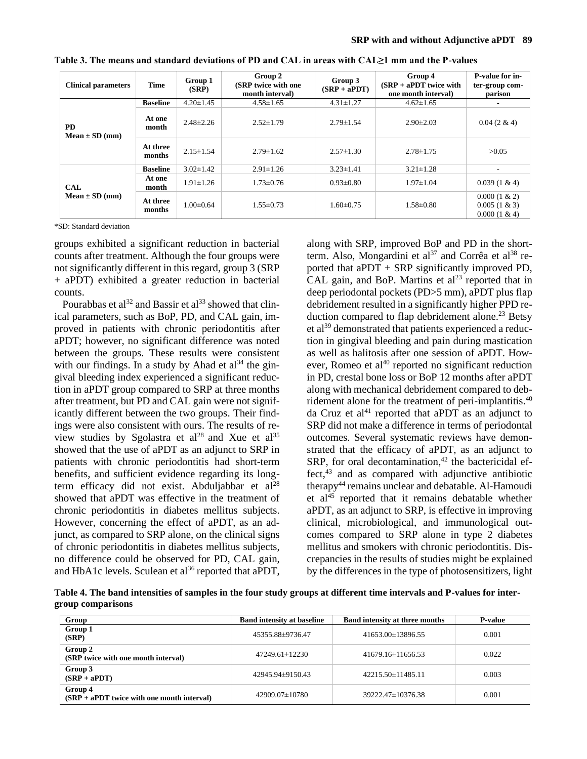**Table 3. The means and standard deviations of PD and CAL in areas with CAL≥1 mm and the P-values**

| Clinical parameters | Time | Group 1 (SRP) | Group 2 (SRP twice with one month interval) | Group 3 (SRP + aPDT) | Group 4 (SRP + aPDT twice with one month interval) | P-value for inter-group comparison |
|---|---|---|---|---|---|---|
| PD Mean ± SD (mm) | Baseline | 4.20±1.45 | 4.58±1.65 | 4.31±1.27 | 4.62±1.65 | - |
| | At one month | 2.48±2.26 | 2.52±1.79 | 2.79±1.54 | 2.90±2.03 | 0.04 (2 & 4) |
| | At three months | 2.15±1.54 | 2.79±1.62 | 2.57±1.30 | 2.78±1.75 | >0.05 |
| CAL Mean ± SD (mm) | Baseline | 3.02±1.42 | 2.91±1.26 | 3.23±1.41 | 3.21±1.28 | - |
| | At one month | 1.91±1.26 | 1.73±0.76 | 0.93±0.80 | 1.97±1.04 | 0.039 (1 & 4) |
| | At three months | 1.00±0.64 | 1.55±0.73 | 1.60±0.75 | 1.58±0.80 | 0.000 (1 & 2) 0.005 (1 & 3) 0.000 (1 & 4) |

*SD: Standard deviation

groups exhibited a significant reduction in bacterial counts after treatment. Although the four groups were not significantly different in this regard, group 3 (SRP + aPDT) exhibited a greater reduction in bacterial counts.

Pourabbas et al[32] and Bassir et al[33] showed that clinical parameters, such as BoP, PD, and CAL gain, improved in patients with chronic periodontitis after aPDT; however, no significant difference was noted between the groups. These results were consistent with our findings. In a study by Ahad et al[34] the gingival bleeding index experienced a significant reduction in aPDT group compared to SRP at three months after treatment, but PD and CAL gain were not significantly different between the two groups. Their findings were also consistent with ours. The results of review studies by Sgolastra et al[28] and Xue et al[35] showed that the use of aPDT as an adjunct to SRP in patients with chronic periodontitis had short-term benefits, and sufficient evidence regarding its long-term efficacy did not exist. Abduljabbar et al[28] showed that aPDT was effective in the treatment of chronic periodontitis in diabetes mellitus subjects. However, concerning the effect of aPDT, as an adjunct, as compared to SRP alone, on the clinical signs of chronic periodontitis in diabetes mellitus subjects, no difference could be observed for PD, CAL gain, and HbA1c levels. Sculean et al[36] reported that aPDT, along with SRP, improved BoP and PD in the short-term. Also, Mongardini et al[37] and Corrêa et al[38] reported that aPDT + SRP significantly improved PD, CAL gain, and BoP. Martins et al[23] reported that in deep periodontal pockets (PD>5 mm), aPDT plus flap debridement resulted in a significantly higher PPD reduction compared to flap debridement alone.[23] Betsy et al[39] demonstrated that patients experienced a reduction in gingival bleeding and pain during mastication as well as halitosis after one session of aPDT. However, Romeo et al[40] reported no significant reduction in PD, crestal bone loss or BoP 12 months after aPDT along with mechanical debridement compared to debridement alone for the treatment of peri-implantitis.[40] da Cruz et al[41] reported that aPDT as an adjunct to SRP did not make a difference in terms of periodontal outcomes. Several systematic reviews have demonstrated that the efficacy of aPDT, as an adjunct to SRP, for oral decontamination,[42] the bactericidal effect,[43] and as compared with adjunctive antibiotic therapy[44] remains unclear and debatable. Al-Hamoudi et al[45] reported that it remains debatable whether aPDT, as an adjunct to SRP, is effective in improving clinical, microbiological, and immunological outcomes compared to SRP alone in type 2 diabetes mellitus and smokers with chronic periodontitis. Discrepancies in the results of studies might be explained by the differences in the type of photosensitizers, light

**Table 4. The band intensities of samples in the four study groups at different time intervals and P-values for inter-group comparisons**

| Group | Band intensity at baseline | Band intensity at three months | P-value |
|---|---|---|---|
| Group 1 (SRP) | 45355.88±9736.47 | 41653.00±13896.55 | 0.001 |
| Group 2 (SRP twice with one month interval) | 47249.61±12230 | 41679.16±11656.53 | 0.022 |
| Group 3 (SRP + aPDT) | 42945.94±9150.43 | 42215.50±11485.11 | 0.003 |
| Group 4 (SRP + aPDT twice with one month interval) | 42909.07±10780 | 39222.47±10376.38 | 0.001 |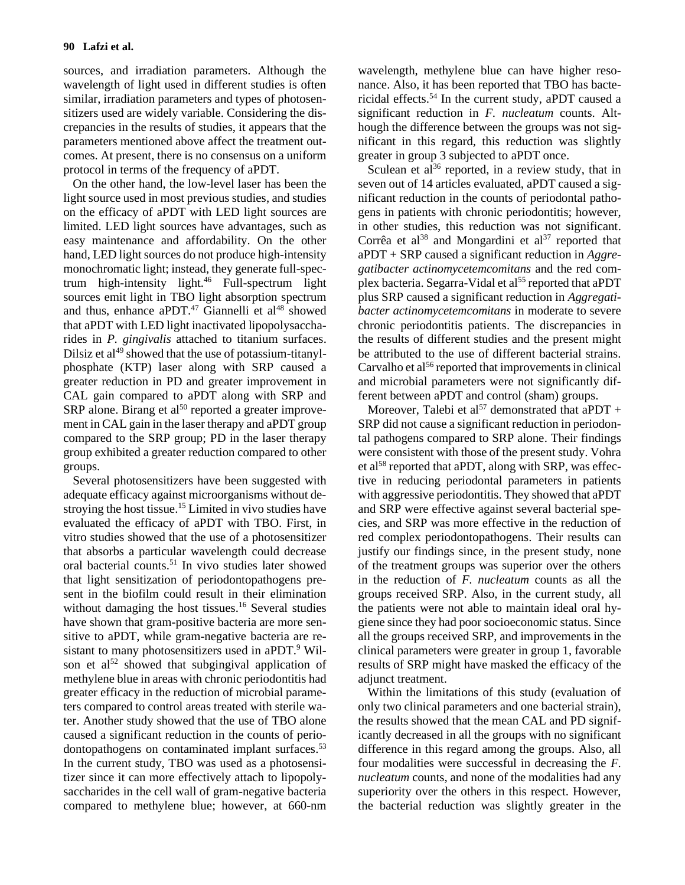sources, and irradiation parameters. Although the wavelength of light used in different studies is often similar, irradiation parameters and types of photosensitizers used are widely variable. Considering the discrepancies in the results of studies, it appears that the parameters mentioned above affect the treatment outcomes. At present, there is no consensus on a uniform protocol in terms of the frequency of aPDT.

On the other hand, the low-level laser has been the light source used in most previous studies, and studies on the efficacy of aPDT with LED light sources are limited. LED light sources have advantages, such as easy maintenance and affordability. On the other hand, LED light sources do not produce high-intensity monochromatic light; instead, they generate full-spectrum high-intensity light.[46] Full-spectrum light sources emit light in TBO light absorption spectrum and thus, enhance aPDT.[47] Giannelli et al[48] showed that aPDT with LED light inactivated lipopolysaccharides in *P. gingivalis* attached to titanium surfaces. Dilsiz et al[49] showed that the use of potassium-titanyl-phosphate (KTP) laser along with SRP caused a greater reduction in PD and greater improvement in CAL gain compared to aPDT along with SRP and SRP alone. Birang et al[50] reported a greater improvement in CAL gain in the laser therapy and aPDT group compared to the SRP group; PD in the laser therapy group exhibited a greater reduction compared to other groups.

Several photosensitizers have been suggested with adequate efficacy against microorganisms without destroying the host tissue.[15] Limited in vivo studies have evaluated the efficacy of aPDT with TBO. First, in vitro studies showed that the use of a photosensitizer that absorbs a particular wavelength could decrease oral bacterial counts.[51] In vivo studies later showed that light sensitization of periodontopathogens present in the biofilm could result in their elimination without damaging the host tissues.[16] Several studies have shown that gram-positive bacteria are more sensitive to aPDT, while gram-negative bacteria are resistant to many photosensitizers used in aPDT.[9] Wilson et al[52] showed that subgingival application of methylene blue in areas with chronic periodontitis had greater efficacy in the reduction of microbial parameters compared to control areas treated with sterile water. Another study showed that the use of TBO alone caused a significant reduction in the counts of periodontopathogens on contaminated implant surfaces.[53] In the current study, TBO was used as a photosensitizer since it can more effectively attach to lipopolysaccharides in the cell wall of gram-negative bacteria compared to methylene blue; however, at 660-nm wavelength, methylene blue can have higher resonance. Also, it has been reported that TBO has bactericidal effects.[54] In the current study, aPDT caused a significant reduction in *F. nucleatum* counts. Although the difference between the groups was not significant in this regard, this reduction was slightly greater in group 3 subjected to aPDT once.

Sculean et al[36] reported, in a review study, that in seven out of 14 articles evaluated, aPDT caused a significant reduction in the counts of periodontal pathogens in patients with chronic periodontitis; however, in other studies, this reduction was not significant. Corrêa et al[38] and Mongardini et al[37] reported that aPDT + SRP caused a significant reduction in *Aggregatibacter actinomycetemcomitans* and the red complex bacteria. Segarra-Vidal et al[55] reported that aPDT plus SRP caused a significant reduction in *Aggregatibacter actinomycetemcomitans* in moderate to severe chronic periodontitis patients. The discrepancies in the results of different studies and the present might be attributed to the use of different bacterial strains. Carvalho et al[56] reported that improvements in clinical and microbial parameters were not significantly different between aPDT and control (sham) groups.

Moreover, Talebi et al[57] demonstrated that aPDT + SRP did not cause a significant reduction in periodontal pathogens compared to SRP alone. Their findings were consistent with those of the present study. Vohra et al[58] reported that aPDT, along with SRP, was effective in reducing periodontal parameters in patients with aggressive periodontitis. They showed that aPDT and SRP were effective against several bacterial species, and SRP was more effective in the reduction of red complex periodontopathogens. Their results can justify our findings since, in the present study, none of the treatment groups was superior over the others in the reduction of *F. nucleatum* counts as all the groups received SRP. Also, in the current study, all the patients were not able to maintain ideal oral hygiene since they had poor socioeconomic status. Since all the groups received SRP, and improvements in the clinical parameters were greater in group 1, favorable results of SRP might have masked the efficacy of the adjunct treatment.

Within the limitations of this study (evaluation of only two clinical parameters and one bacterial strain), the results showed that the mean CAL and PD significantly decreased in all the groups with no significant difference in this regard among the groups. Also, all four modalities were successful in decreasing the *F. nucleatum* counts, and none of the modalities had any superiority over the others in this respect. However, the bacterial reduction was slightly greater in the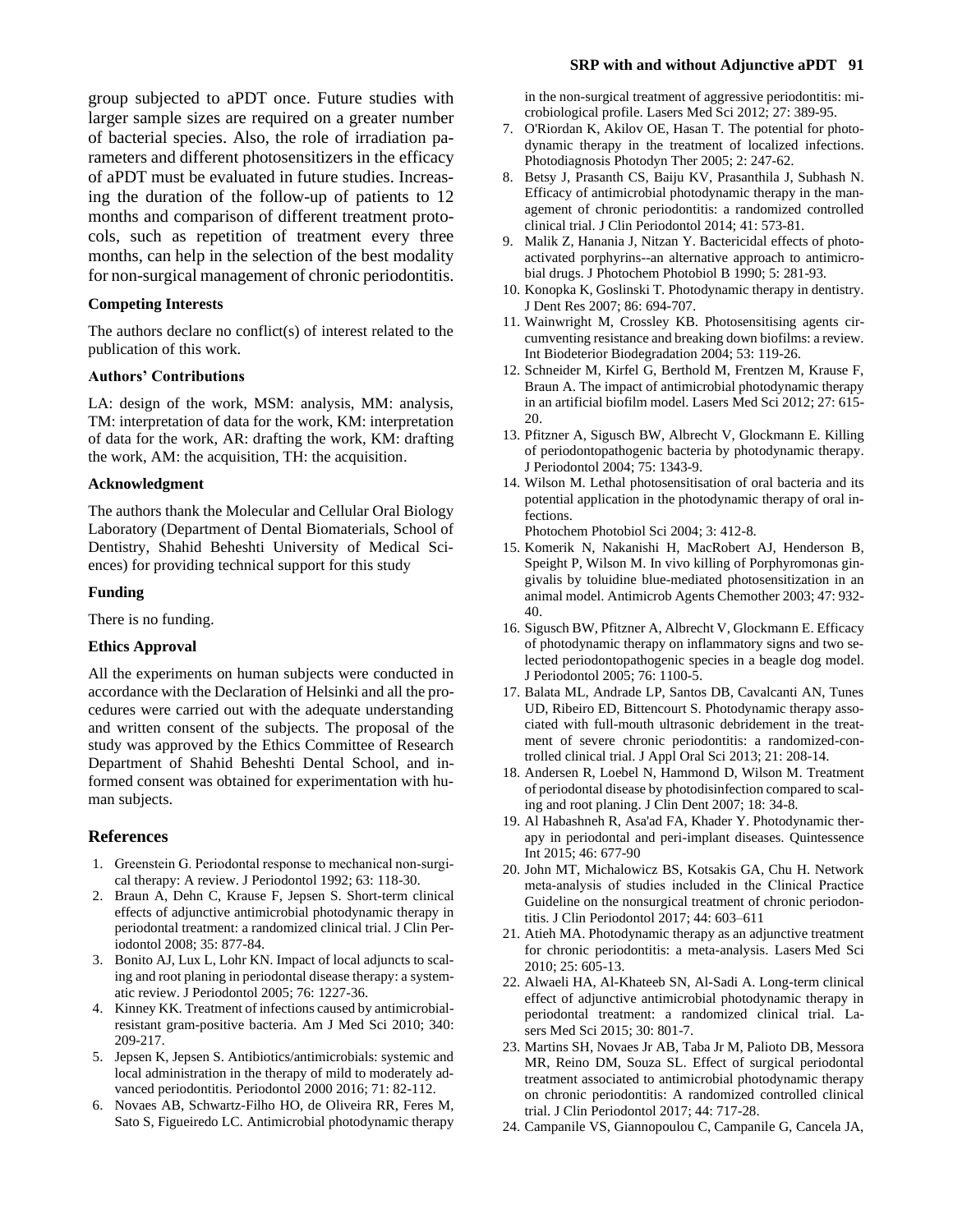group subjected to aPDT once. Future studies with larger sample sizes are required on a greater number of bacterial species. Also, the role of irradiation parameters and different photosensitizers in the efficacy of aPDT must be evaluated in future studies. Increasing the duration of the follow-up of patients to 12 months and comparison of different treatment protocols, such as repetition of treatment every three months, can help in the selection of the best modality for non-surgical management of chronic periodontitis.

### Competing Interests

The authors declare no conflict(s) of interest related to the publication of this work.

### Authors' Contributions

LA: design of the work, MSM: analysis, MM: analysis, TM: interpretation of data for the work, KM: interpretation of data for the work, AR: drafting the work, KM: drafting the work, AM: the acquisition, TH: the acquisition.

### Acknowledgment

The authors thank the Molecular and Cellular Oral Biology Laboratory (Department of Dental Biomaterials, School of Dentistry, Shahid Beheshti University of Medical Sciences) for providing technical support for this study

### Funding

There is no funding.

### Ethics Approval

All the experiments on human subjects were conducted in accordance with the Declaration of Helsinki and all the procedures were carried out with the adequate understanding and written consent of the subjects. The proposal of the study was approved by the Ethics Committee of Research Department of Shahid Beheshti Dental School, and informed consent was obtained for experimentation with human subjects.

## References

1. Greenstein G. Periodontal response to mechanical non-surgical therapy: A review. J Periodontol 1992; 63: 118-30.
2. Braun A, Dehn C, Krause F, Jepsen S. Short-term clinical effects of adjunctive antimicrobial photodynamic therapy in periodontal treatment: a randomized clinical trial. J Clin Periodontol 2008; 35: 877-84.
3. Bonito AJ, Lux L, Lohr KN. Impact of local adjuncts to scaling and root planing in periodontal disease therapy: a systematic review. J Periodontol 2005; 76: 1227-36.
4. Kinney KK. Treatment of infections caused by antimicrobial-resistant gram-positive bacteria. Am J Med Sci 2010; 340: 209-217.
5. Jepsen K, Jepsen S. Antibiotics/antimicrobials: systemic and local administration in the therapy of mild to moderately advanced periodontitis. Periodontol 2000 2016; 71: 82-112.
6. Novaes AB, Schwartz-Filho HO, de Oliveira RR, Feres M, Sato S, Figueiredo LC. Antimicrobial photodynamic therapy in the non-surgical treatment of aggressive periodontitis: microbiological profile. Lasers Med Sci 2012; 27: 389-95.
7. O'Riordan K, Akilov OE, Hasan T. The potential for photodynamic therapy in the treatment of localized infections. Photodiagnosis Photodyn Ther 2005; 2: 247-62.
8. Betsy J, Prasanth CS, Baiju KV, Prasanthila J, Subhash N. Efficacy of antimicrobial photodynamic therapy in the management of chronic periodontitis: a randomized controlled clinical trial. J Clin Periodontol 2014; 41: 573-81.
9. Malik Z, Hanania J, Nitzan Y. Bactericidal effects of photoactivated porphyrins--an alternative approach to antimicrobial drugs. J Photochem Photobiol B 1990; 5: 281-93.
10. Konopka K, Goslinski T. Photodynamic therapy in dentistry. J Dent Res 2007; 86: 694-707.
11. Wainwright M, Crossley KB. Photosensitising agents circumventing resistance and breaking down biofilms: a review. Int Biodeterior Biodegradation 2004; 53: 119-26.
12. Schneider M, Kirfel G, Berthold M, Frentzen M, Krause F, Braun A. The impact of antimicrobial photodynamic therapy in an artificial biofilm model. Lasers Med Sci 2012; 27: 615-20.
13. Pfitzner A, Sigusch BW, Albrecht V, Glockmann E. Killing of periodontopathogenic bacteria by photodynamic therapy. J Periodontol 2004; 75: 1343-9.
14. Wilson M. Lethal photosensitisation of oral bacteria and its potential application in the photodynamic therapy of oral infections.
Photochem Photobiol Sci 2004; 3: 412-8.
15. Komerik N, Nakanishi H, MacRobert AJ, Henderson B, Speight P, Wilson M. In vivo killing of Porphyromonas gingivalis by toluidine blue-mediated photosensitization in an animal model. Antimicrob Agents Chemother 2003; 47: 932-40.
16. Sigusch BW, Pfitzner A, Albrecht V, Glockmann E. Efficacy of photodynamic therapy on inflammatory signs and two selected periodontopathogenic species in a beagle dog model. J Periodontol 2005; 76: 1100-5.
17. Balata ML, Andrade LP, Santos DB, Cavalcanti AN, Tunes UD, Ribeiro ED, Bittencourt S. Photodynamic therapy associated with full-mouth ultrasonic debridement in the treatment of severe chronic periodontitis: a randomized-controlled clinical trial. J Appl Oral Sci 2013; 21: 208-14.
18. Andersen R, Loebel N, Hammond D, Wilson M. Treatment of periodontal disease by photodisinfection compared to scaling and root planing. J Clin Dent 2007; 18: 34-8.
19. Al Habashneh R, Asa'ad FA, Khader Y. Photodynamic therapy in periodontal and peri-implant diseases. Quintessence Int 2015; 46: 677-90
20. John MT, Michalowicz BS, Kotsakis GA, Chu H. Network meta-analysis of studies included in the Clinical Practice Guideline on the nonsurgical treatment of chronic periodontitis. J Clin Periodontol 2017; 44: 603–611
21. Atieh MA. Photodynamic therapy as an adjunctive treatment for chronic periodontitis: a meta-analysis. Lasers Med Sci 2010; 25: 605-13.
22. Alwaeli HA, Al-Khateeb SN, Al-Sadi A. Long-term clinical effect of adjunctive antimicrobial photodynamic therapy in periodontal treatment: a randomized clinical trial. Lasers Med Sci 2015; 30: 801-7.
23. Martins SH, Novaes Jr AB, Taba Jr M, Palioto DB, Messora MR, Reino DM, Souza SL. Effect of surgical periodontal treatment associated to antimicrobial photodynamic therapy on chronic periodontitis: A randomized controlled clinical trial. J Clin Periodontol 2017; 44: 717-28.
24. Campanile VS, Giannopoulou C, Campanile G, Cancela JA,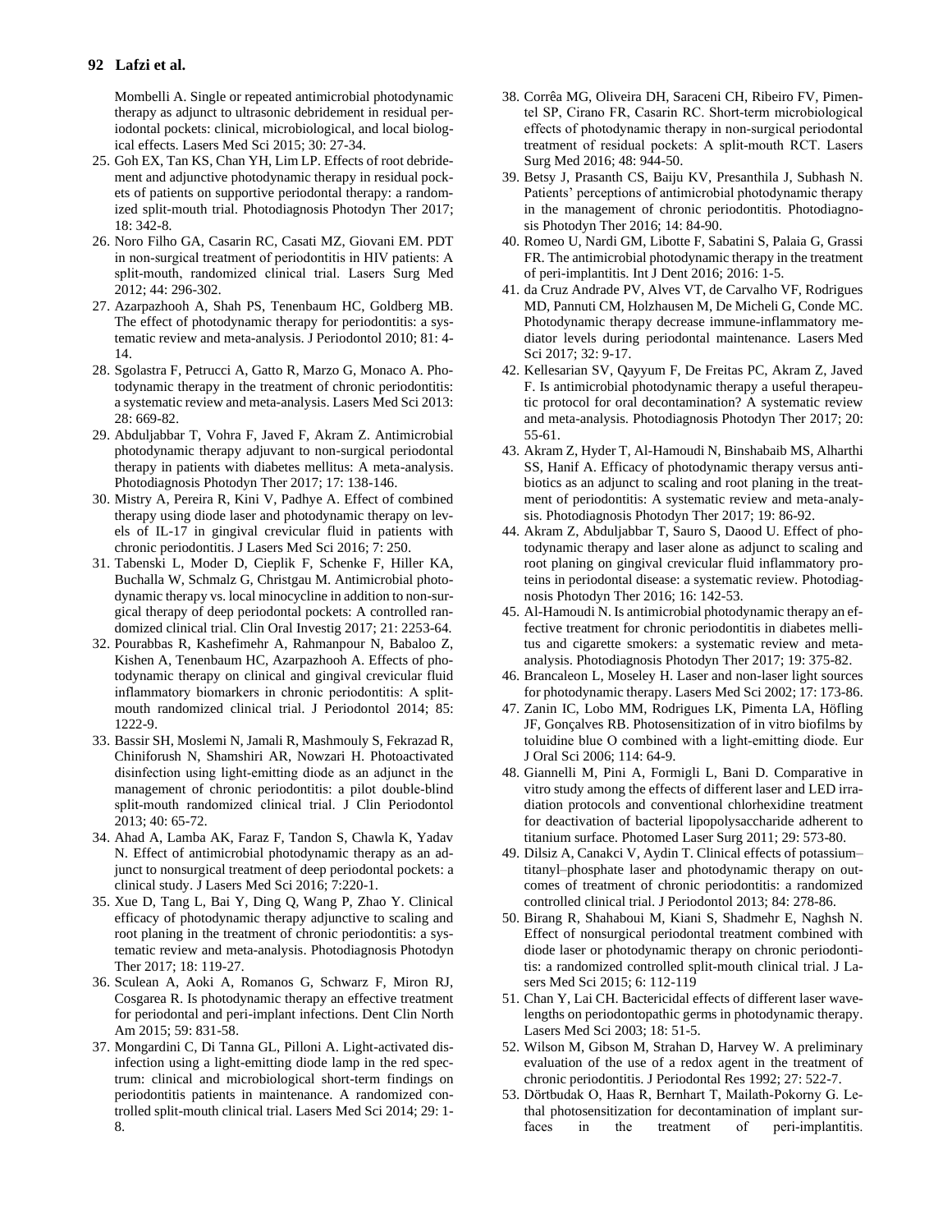Mombelli A. Single or repeated antimicrobial photodynamic therapy as adjunct to ultrasonic debridement in residual periodontal pockets: clinical, microbiological, and local biological effects. Lasers Med Sci 2015; 30: 27-34.

25. Goh EX, Tan KS, Chan YH, Lim LP. Effects of root debridement and adjunctive photodynamic therapy in residual pockets of patients on supportive periodontal therapy: a randomized split-mouth trial. Photodiagnosis Photodyn Ther 2017; 18: 342-8.
26. Noro Filho GA, Casarin RC, Casati MZ, Giovani EM. PDT in non-surgical treatment of periodontitis in HIV patients: A split-mouth, randomized clinical trial. Lasers Surg Med 2012; 44: 296-302.
27. Azarpazhooh A, Shah PS, Tenenbaum HC, Goldberg MB. The effect of photodynamic therapy for periodontitis: a systematic review and meta-analysis. J Periodontol 2010; 81: 4-14.
28. Sgolastra F, Petrucci A, Gatto R, Marzo G, Monaco A. Photodynamic therapy in the treatment of chronic periodontitis: a systematic review and meta-analysis. Lasers Med Sci 2013: 28: 669-82.
29. Abduljabbar T, Vohra F, Javed F, Akram Z. Antimicrobial photodynamic therapy adjuvant to non-surgical periodontal therapy in patients with diabetes mellitus: A meta-analysis. Photodiagnosis Photodyn Ther 2017; 17: 138-146.
30. Mistry A, Pereira R, Kini V, Padhye A. Effect of combined therapy using diode laser and photodynamic therapy on levels of IL-17 in gingival crevicular fluid in patients with chronic periodontitis. J Lasers Med Sci 2016; 7: 250.
31. Tabenski L, Moder D, Cieplik F, Schenke F, Hiller KA, Buchalla W, Schmalz G, Christgau M. Antimicrobial photodynamic therapy vs. local minocycline in addition to non-surgical therapy of deep periodontal pockets: A controlled randomized clinical trial. Clin Oral Investig 2017; 21: 2253-64.
32. Pourabbas R, Kashefimehr A, Rahmanpour N, Babaloo Z, Kishen A, Tenenbaum HC, Azarpazhooh A. Effects of photodynamic therapy on clinical and gingival crevicular fluid inflammatory biomarkers in chronic periodontitis: A split-mouth randomized clinical trial. J Periodontol 2014; 85: 1222-9.
33. Bassir SH, Moslemi N, Jamali R, Mashmouly S, Fekrazad R, Chiniforush N, Shamshiri AR, Nowzari H. Photoactivated disinfection using light-emitting diode as an adjunct in the management of chronic periodontitis: a pilot double-blind split-mouth randomized clinical trial. J Clin Periodontol 2013; 40: 65-72.
34. Ahad A, Lamba AK, Faraz F, Tandon S, Chawla K, Yadav N. Effect of antimicrobial photodynamic therapy as an adjunct to nonsurgical treatment of deep periodontal pockets: a clinical study. J Lasers Med Sci 2016; 7:220-1.
35. Xue D, Tang L, Bai Y, Ding Q, Wang P, Zhao Y. Clinical efficacy of photodynamic therapy adjunctive to scaling and root planing in the treatment of chronic periodontitis: a systematic review and meta-analysis. Photodiagnosis Photodyn Ther 2017; 18: 119-27.
36. Sculean A, Aoki A, Romanos G, Schwarz F, Miron RJ, Cosgarea R. Is photodynamic therapy an effective treatment for periodontal and peri-implant infections. Dent Clin North Am 2015; 59: 831-58.
37. Mongardini C, Di Tanna GL, Pilloni A. Light-activated disinfection using a light-emitting diode lamp in the red spectrum: clinical and microbiological short-term findings on periodontitis patients in maintenance. A randomized controlled split-mouth clinical trial. Lasers Med Sci 2014; 29: 1-8.
38. Corrêa MG, Oliveira DH, Saraceni CH, Ribeiro FV, Pimentel SP, Cirano FR, Casarin RC. Short-term microbiological effects of photodynamic therapy in non-surgical periodontal treatment of residual pockets: A split-mouth RCT. Lasers Surg Med 2016; 48: 944-50.
39. Betsy J, Prasanth CS, Baiju KV, Presanthila J, Subhash N. Patients' perceptions of antimicrobial photodynamic therapy in the management of chronic periodontitis. Photodiagnosis Photodyn Ther 2016; 14: 84-90.
40. Romeo U, Nardi GM, Libotte F, Sabatini S, Palaia G, Grassi FR. The antimicrobial photodynamic therapy in the treatment of peri-implantitis. Int J Dent 2016; 2016: 1-5.
41. da Cruz Andrade PV, Alves VT, de Carvalho VF, Rodrigues MD, Pannuti CM, Holzhausen M, De Micheli G, Conde MC. Photodynamic therapy decrease immune-inflammatory mediator levels during periodontal maintenance. Lasers Med Sci 2017; 32: 9-17.
42. Kellesarian SV, Qayyum F, De Freitas PC, Akram Z, Javed F. Is antimicrobial photodynamic therapy a useful therapeutic protocol for oral decontamination? A systematic review and meta-analysis. Photodiagnosis Photodyn Ther 2017; 20: 55-61.
43. Akram Z, Hyder T, Al-Hamoudi N, Binshabaib MS, Alharthi SS, Hanif A. Efficacy of photodynamic therapy versus antibiotics as an adjunct to scaling and root planing in the treatment of periodontitis: A systematic review and meta-analysis. Photodiagnosis Photodyn Ther 2017; 19: 86-92.
44. Akram Z, Abduljabbar T, Sauro S, Daood U. Effect of photodynamic therapy and laser alone as adjunct to scaling and root planing on gingival crevicular fluid inflammatory proteins in periodontal disease: a systematic review. Photodiagnosis Photodyn Ther 2016; 16: 142-53.
45. Al-Hamoudi N. Is antimicrobial photodynamic therapy an effective treatment for chronic periodontitis in diabetes mellitus and cigarette smokers: a systematic review and meta-analysis. Photodiagnosis Photodyn Ther 2017; 19: 375-82.
46. Brancaleon L, Moseley H. Laser and non-laser light sources for photodynamic therapy. Lasers Med Sci 2002; 17: 173-86.
47. Zanin IC, Lobo MM, Rodrigues LK, Pimenta LA, Höfling JF, Gonçalves RB. Photosensitization of in vitro biofilms by toluidine blue O combined with a light-emitting diode. Eur J Oral Sci 2006; 114: 64-9.
48. Giannelli M, Pini A, Formigli L, Bani D. Comparative in vitro study among the effects of different laser and LED irradiation protocols and conventional chlorhexidine treatment for deactivation of bacterial lipopolysaccharide adherent to titanium surface. Photomed Laser Surg 2011; 29: 573-80.
49. Dilsiz A, Canakci V, Aydin T. Clinical effects of potassium–titanyl–phosphate laser and photodynamic therapy on outcomes of treatment of chronic periodontitis: a randomized controlled clinical trial. J Periodontol 2013; 84: 278-86.
50. Birang R, Shahaboui M, Kiani S, Shadmehr E, Naghsh N. Effect of nonsurgical periodontal treatment combined with diode laser or photodynamic therapy on chronic periodontitis: a randomized controlled split-mouth clinical trial. J Lasers Med Sci 2015; 6: 112-119
51. Chan Y, Lai CH. Bactericidal effects of different laser wavelengths on periodontopathic germs in photodynamic therapy. Lasers Med Sci 2003; 18: 51-5.
52. Wilson M, Gibson M, Strahan D, Harvey W. A preliminary evaluation of the use of a redox agent in the treatment of chronic periodontitis. J Periodontal Res 1992; 27: 522-7.
53. Dörtbudak O, Haas R, Bernhart T, Mailath-Pokorny G. Lethal photosensitization for decontamination of implant surfaces in the treatment of peri-implantitis.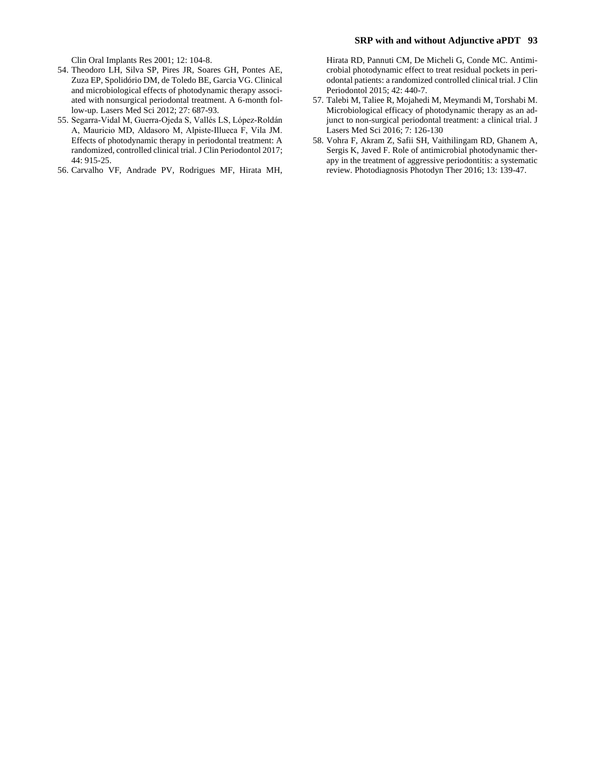Clin Oral Implants Res 2001; 12: 104-8.

54. Theodoro LH, Silva SP, Pires JR, Soares GH, Pontes AE, Zuza EP, Spolidório DM, de Toledo BE, Garcia VG. Clinical and microbiological effects of photodynamic therapy associated with nonsurgical periodontal treatment. A 6-month follow-up. Lasers Med Sci 2012; 27: 687-93.
55. Segarra-Vidal M, Guerra-Ojeda S, Vallés LS, López-Roldán A, Mauricio MD, Aldasoro M, Alpiste-Illueca F, Vila JM. Effects of photodynamic therapy in periodontal treatment: A randomized, controlled clinical trial. J Clin Periodontol 2017; 44: 915-25.
56. Carvalho VF, Andrade PV, Rodrigues MF, Hirata MH, Hirata RD, Pannuti CM, De Micheli G, Conde MC. Antimicrobial photodynamic effect to treat residual pockets in periodontal patients: a randomized controlled clinical trial. J Clin Periodontol 2015; 42: 440-7.
57. Talebi M, Taliee R, Mojahedi M, Meymandi M, Torshabi M. Microbiological efficacy of photodynamic therapy as an adjunct to non-surgical periodontal treatment: a clinical trial. J Lasers Med Sci 2016; 7: 126-130
58. Vohra F, Akram Z, Safii SH, Vaithilingam RD, Ghanem A, Sergis K, Javed F. Role of antimicrobial photodynamic therapy in the treatment of aggressive periodontitis: a systematic review. Photodiagnosis Photodyn Ther 2016; 13: 139-47.